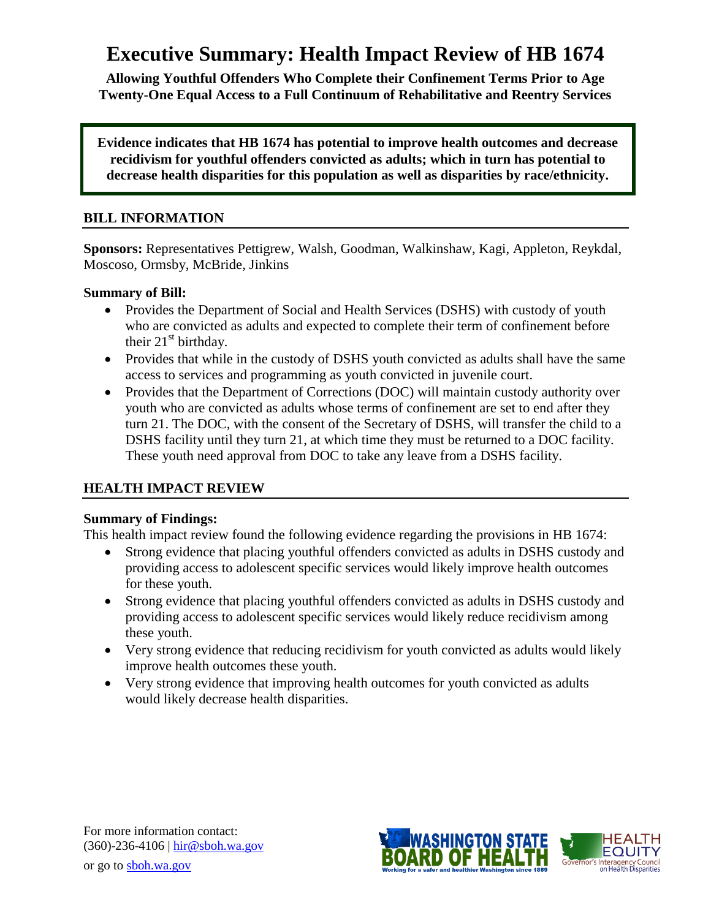# Executive Summary: Health Impact Review of HB 1674

**Allowing Youthful Offenders Who Complete their Confinement Terms Prior to Age Twenty-One Equal Access to a Full Continuum of Rehabilitative and Reentry Services**

**Evidence indicates that HB 1674 has potential to improve health outcomes and decrease recidivism for youthful offenders convicted as adults; which in turn has potential to decrease health disparities for this population as well as disparities by race/ethnicity.**

## BILL INFORMATION

**Sponsors:** Representatives Pettigrew, Walsh, Goodman, Walkinshaw, Kagi, Appleton, Reykdal, Moscoso, Ormsby, McBride, Jinkins

**Summary of Bill:**

- Provides the Department of Social and Health Services (DSHS) with custody of youth who are convicted as adults and expected to complete their term of confinement before their 21st birthday.
- Provides that while in the custody of DSHS youth convicted as adults shall have the same access to services and programming as youth convicted in juvenile court.
- Provides that the Department of Corrections (DOC) will maintain custody authority over youth who are convicted as adults whose terms of confinement are set to end after they turn 21. The DOC, with the consent of the Secretary of DSHS, will transfer the child to a DSHS facility until they turn 21, at which time they must be returned to a DOC facility. These youth need approval from DOC to take any leave from a DSHS facility.

## HEALTH IMPACT REVIEW

**Summary of Findings:**

This health impact review found the following evidence regarding the provisions in HB 1674:

- Strong evidence that placing youthful offenders convicted as adults in DSHS custody and providing access to adolescent specific services would likely improve health outcomes for these youth.
- Strong evidence that placing youthful offenders convicted as adults in DSHS custody and providing access to adolescent specific services would likely reduce recidivism among these youth.
- Very strong evidence that reducing recidivism for youth convicted as adults would likely improve health outcomes these youth.
- Very strong evidence that improving health outcomes for youth convicted as adults would likely decrease health disparities.

For more information contact:
(360)-236-4106 | hir@sboh.wa.gov
or go to sboh.wa.gov

WASHINGTON STATE BOARD OF HEALTH — Working for a safer and healthier Washington since 1889

HEALTH EQUITY — Governor's Interagency Council on Health Disparities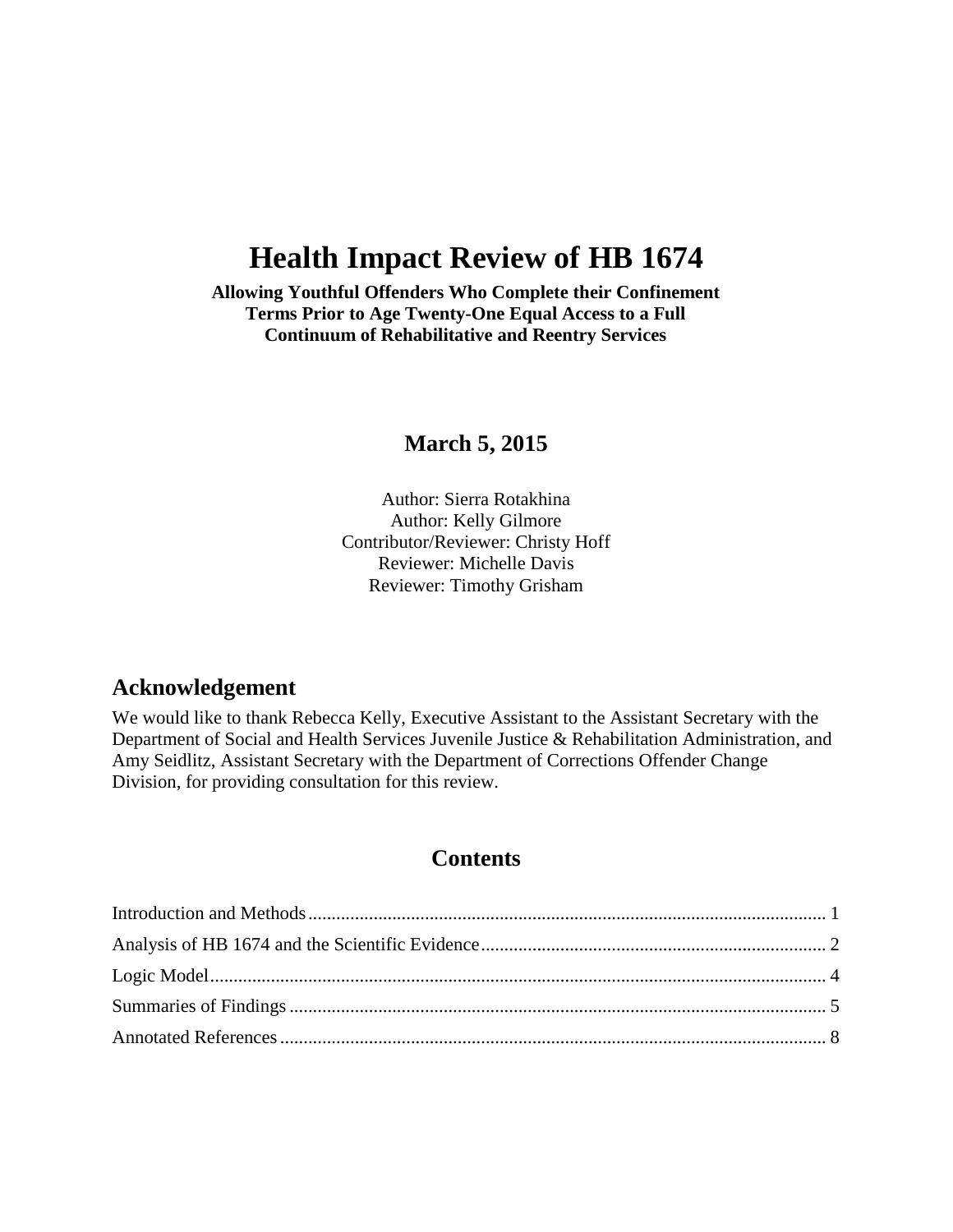# Health Impact Review of HB 1674

**Allowing Youthful Offenders Who Complete their Confinement Terms Prior to Age Twenty-One Equal Access to a Full Continuum of Rehabilitative and Reentry Services**

## March 5, 2015

Author: Sierra Rotakhina
Author: Kelly Gilmore
Contributor/Reviewer: Christy Hoff
Reviewer: Michelle Davis
Reviewer: Timothy Grisham

## Acknowledgement

We would like to thank Rebecca Kelly, Executive Assistant to the Assistant Secretary with the Department of Social and Health Services Juvenile Justice & Rehabilitation Administration, and Amy Seidlitz, Assistant Secretary with the Department of Corrections Offender Change Division, for providing consultation for this review.

## Contents

Introduction and Methods ... 1
Analysis of HB 1674 and the Scientific Evidence ... 2
Logic Model ... 4
Summaries of Findings ... 5
Annotated References ... 8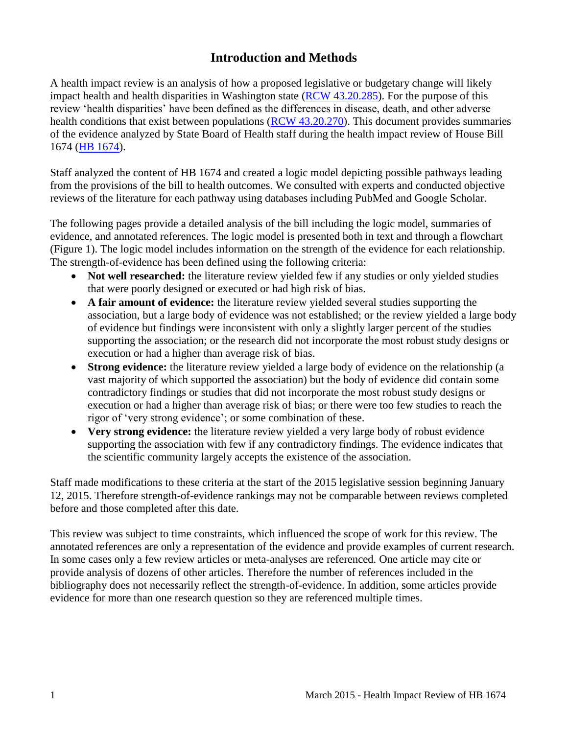# Introduction and Methods

A health impact review is an analysis of how a proposed legislative or budgetary change will likely impact health and health disparities in Washington state (RCW 43.20.285). For the purpose of this review 'health disparities' have been defined as the differences in disease, death, and other adverse health conditions that exist between populations (RCW 43.20.270). This document provides summaries of the evidence analyzed by State Board of Health staff during the health impact review of House Bill 1674 (HB 1674).

Staff analyzed the content of HB 1674 and created a logic model depicting possible pathways leading from the provisions of the bill to health outcomes. We consulted with experts and conducted objective reviews of the literature for each pathway using databases including PubMed and Google Scholar.

The following pages provide a detailed analysis of the bill including the logic model, summaries of evidence, and annotated references. The logic model is presented both in text and through a flowchart (Figure 1). The logic model includes information on the strength of the evidence for each relationship. The strength-of-evidence has been defined using the following criteria:

- **Not well researched:** the literature review yielded few if any studies or only yielded studies that were poorly designed or executed or had high risk of bias.
- **A fair amount of evidence:** the literature review yielded several studies supporting the association, but a large body of evidence was not established; or the review yielded a large body of evidence but findings were inconsistent with only a slightly larger percent of the studies supporting the association; or the research did not incorporate the most robust study designs or execution or had a higher than average risk of bias.
- **Strong evidence:** the literature review yielded a large body of evidence on the relationship (a vast majority of which supported the association) but the body of evidence did contain some contradictory findings or studies that did not incorporate the most robust study designs or execution or had a higher than average risk of bias; or there were too few studies to reach the rigor of 'very strong evidence'; or some combination of these.
- **Very strong evidence:** the literature review yielded a very large body of robust evidence supporting the association with few if any contradictory findings. The evidence indicates that the scientific community largely accepts the existence of the association.

Staff made modifications to these criteria at the start of the 2015 legislative session beginning January 12, 2015. Therefore strength-of-evidence rankings may not be comparable between reviews completed before and those completed after this date.

This review was subject to time constraints, which influenced the scope of work for this review. The annotated references are only a representation of the evidence and provide examples of current research. In some cases only a few review articles or meta-analyses are referenced. One article may cite or provide analysis of dozens of other articles. Therefore the number of references included in the bibliography does not necessarily reflect the strength-of-evidence. In addition, some articles provide evidence for more than one research question so they are referenced multiple times.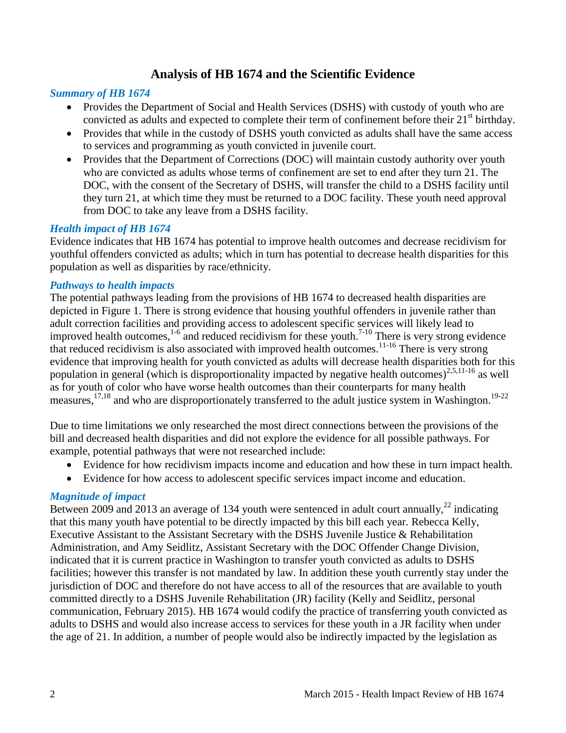# Analysis of HB 1674 and the Scientific Evidence

### *Summary of HB 1674*

- Provides the Department of Social and Health Services (DSHS) with custody of youth who are convicted as adults and expected to complete their term of confinement before their 21st birthday.
- Provides that while in the custody of DSHS youth convicted as adults shall have the same access to services and programming as youth convicted in juvenile court.
- Provides that the Department of Corrections (DOC) will maintain custody authority over youth who are convicted as adults whose terms of confinement are set to end after they turn 21. The DOC, with the consent of the Secretary of DSHS, will transfer the child to a DSHS facility until they turn 21, at which time they must be returned to a DOC facility. These youth need approval from DOC to take any leave from a DSHS facility.

### *Health impact of HB 1674*

Evidence indicates that HB 1674 has potential to improve health outcomes and decrease recidivism for youthful offenders convicted as adults; which in turn has potential to decrease health disparities for this population as well as disparities by race/ethnicity.

### *Pathways to health impacts*

The potential pathways leading from the provisions of HB 1674 to decreased health disparities are depicted in Figure 1. There is strong evidence that housing youthful offenders in juvenile rather than adult correction facilities and providing access to adolescent specific services will likely lead to improved health outcomes,[1-6] and reduced recidivism for these youth.[7-10] There is very strong evidence that reduced recidivism is also associated with improved health outcomes.[11-16] There is very strong evidence that improving health for youth convicted as adults will decrease health disparities both for this population in general (which is disproportionality impacted by negative health outcomes)[2,5,11-16] as well as for youth of color who have worse health outcomes than their counterparts for many health measures,[17,18] and who are disproportionately transferred to the adult justice system in Washington.[19-22]

Due to time limitations we only researched the most direct connections between the provisions of the bill and decreased health disparities and did not explore the evidence for all possible pathways. For example, potential pathways that were not researched include:

- Evidence for how recidivism impacts income and education and how these in turn impact health.
- Evidence for how access to adolescent specific services impact income and education.

### *Magnitude of impact*

Between 2009 and 2013 an average of 134 youth were sentenced in adult court annually,[22] indicating that this many youth have potential to be directly impacted by this bill each year. Rebecca Kelly, Executive Assistant to the Assistant Secretary with the DSHS Juvenile Justice & Rehabilitation Administration, and Amy Seidlitz, Assistant Secretary with the DOC Offender Change Division, indicated that it is current practice in Washington to transfer youth convicted as adults to DSHS facilities; however this transfer is not mandated by law. In addition these youth currently stay under the jurisdiction of DOC and therefore do not have access to all of the resources that are available to youth committed directly to a DSHS Juvenile Rehabilitation (JR) facility (Kelly and Seidlitz, personal communication, February 2015). HB 1674 would codify the practice of transferring youth convicted as adults to DSHS and would also increase access to services for these youth in a JR facility when under the age of 21. In addition, a number of people would also be indirectly impacted by the legislation as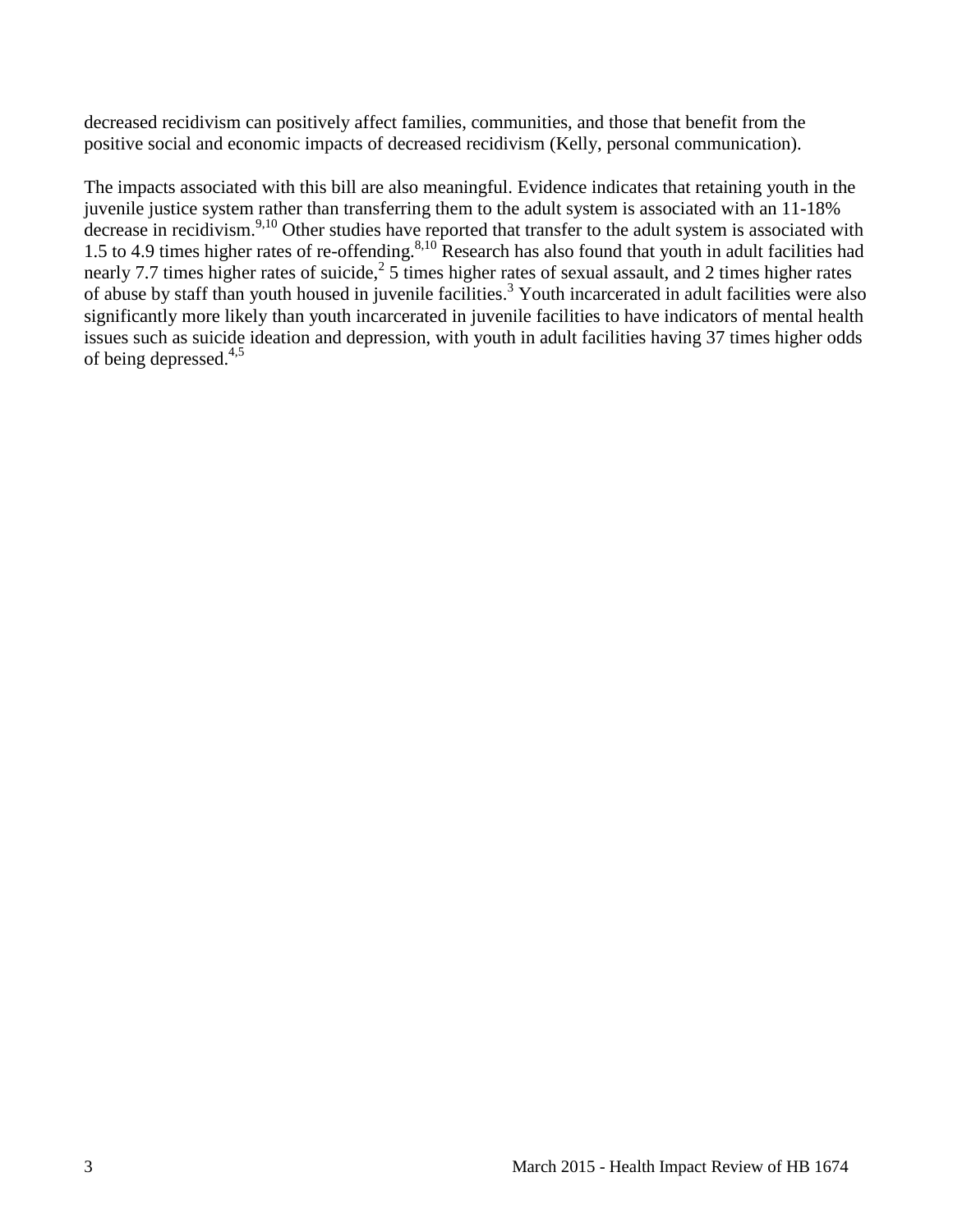decreased recidivism can positively affect families, communities, and those that benefit from the positive social and economic impacts of decreased recidivism (Kelly, personal communication).

The impacts associated with this bill are also meaningful. Evidence indicates that retaining youth in the juvenile justice system rather than transferring them to the adult system is associated with an 11-18% decrease in recidivism.[9,10] Other studies have reported that transfer to the adult system is associated with 1.5 to 4.9 times higher rates of re-offending.[8,10] Research has also found that youth in adult facilities had nearly 7.7 times higher rates of suicide,[2] 5 times higher rates of sexual assault, and 2 times higher rates of abuse by staff than youth housed in juvenile facilities.[3] Youth incarcerated in adult facilities were also significantly more likely than youth incarcerated in juvenile facilities to have indicators of mental health issues such as suicide ideation and depression, with youth in adult facilities having 37 times higher odds of being depressed.[4,5]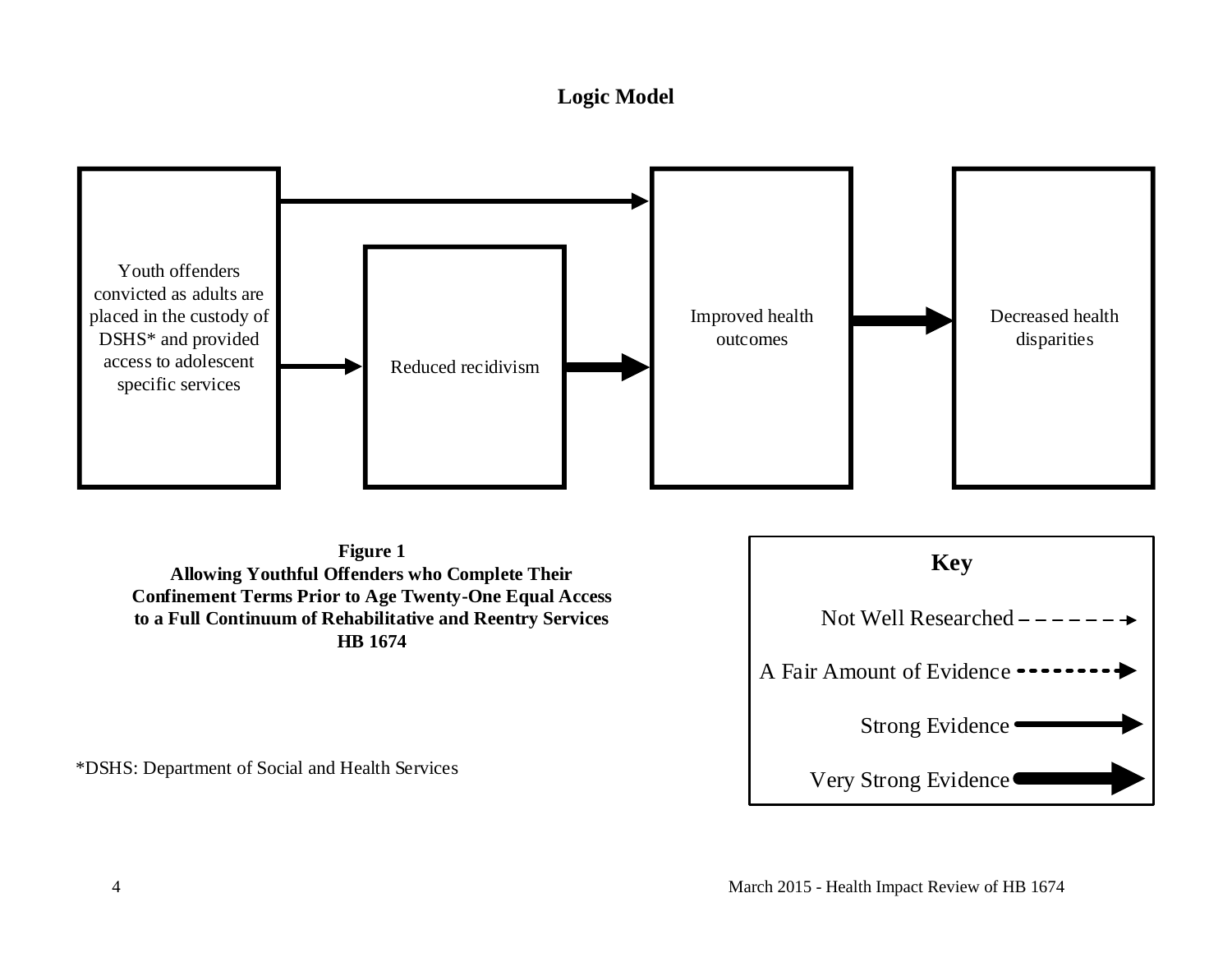# Logic Model

Youth offenders convicted as adults are placed in the custody of DSHS* and provided access to adolescent specific services

Reduced recidivism

Improved health outcomes

Decreased health disparities

**Figure 1**
**Allowing Youthful Offenders who Complete Their Confinement Terms Prior to Age Twenty-One Equal Access to a Full Continuum of Rehabilitative and Reentry Services**
**HB 1674**

**Key**

Not Well Researched

A Fair Amount of Evidence

Strong Evidence

Very Strong Evidence

*DSHS: Department of Social and Health Services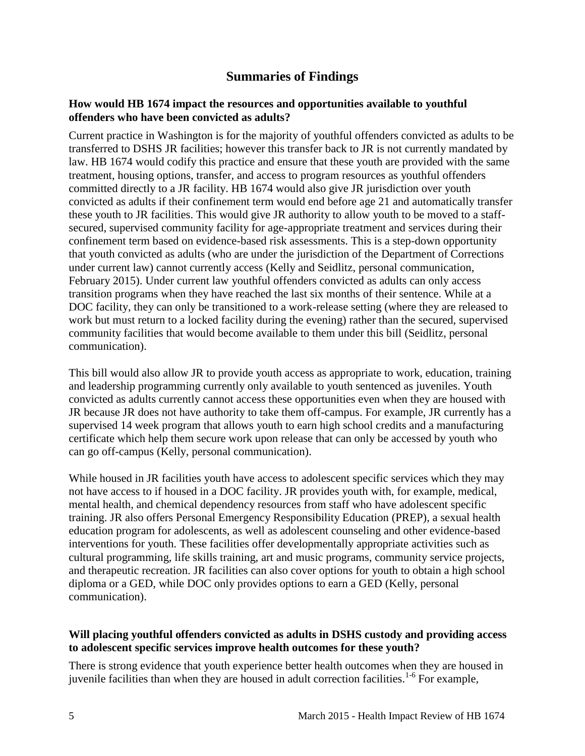## Summaries of Findings

**How would HB 1674 impact the resources and opportunities available to youthful offenders who have been convicted as adults?**

Current practice in Washington is for the majority of youthful offenders convicted as adults to be transferred to DSHS JR facilities; however this transfer back to JR is not currently mandated by law. HB 1674 would codify this practice and ensure that these youth are provided with the same treatment, housing options, transfer, and access to program resources as youthful offenders committed directly to a JR facility. HB 1674 would also give JR jurisdiction over youth convicted as adults if their confinement term would end before age 21 and automatically transfer these youth to JR facilities. This would give JR authority to allow youth to be moved to a staff-secured, supervised community facility for age-appropriate treatment and services during their confinement term based on evidence-based risk assessments. This is a step-down opportunity that youth convicted as adults (who are under the jurisdiction of the Department of Corrections under current law) cannot currently access (Kelly and Seidlitz, personal communication, February 2015). Under current law youthful offenders convicted as adults can only access transition programs when they have reached the last six months of their sentence. While at a DOC facility, they can only be transitioned to a work-release setting (where they are released to work but must return to a locked facility during the evening) rather than the secured, supervised community facilities that would become available to them under this bill (Seidlitz, personal communication).

This bill would also allow JR to provide youth access as appropriate to work, education, training and leadership programming currently only available to youth sentenced as juveniles. Youth convicted as adults currently cannot access these opportunities even when they are housed with JR because JR does not have authority to take them off-campus. For example, JR currently has a supervised 14 week program that allows youth to earn high school credits and a manufacturing certificate which help them secure work upon release that can only be accessed by youth who can go off-campus (Kelly, personal communication).

While housed in JR facilities youth have access to adolescent specific services which they may not have access to if housed in a DOC facility. JR provides youth with, for example, medical, mental health, and chemical dependency resources from staff who have adolescent specific training. JR also offers Personal Emergency Responsibility Education (PREP), a sexual health education program for adolescents, as well as adolescent counseling and other evidence-based interventions for youth. These facilities offer developmentally appropriate activities such as cultural programming, life skills training, art and music programs, community service projects, and therapeutic recreation. JR facilities can also cover options for youth to obtain a high school diploma or a GED, while DOC only provides options to earn a GED (Kelly, personal communication).

**Will placing youthful offenders convicted as adults in DSHS custody and providing access to adolescent specific services improve health outcomes for these youth?**

There is strong evidence that youth experience better health outcomes when they are housed in juvenile facilities than when they are housed in adult correction facilities.[1-6] For example,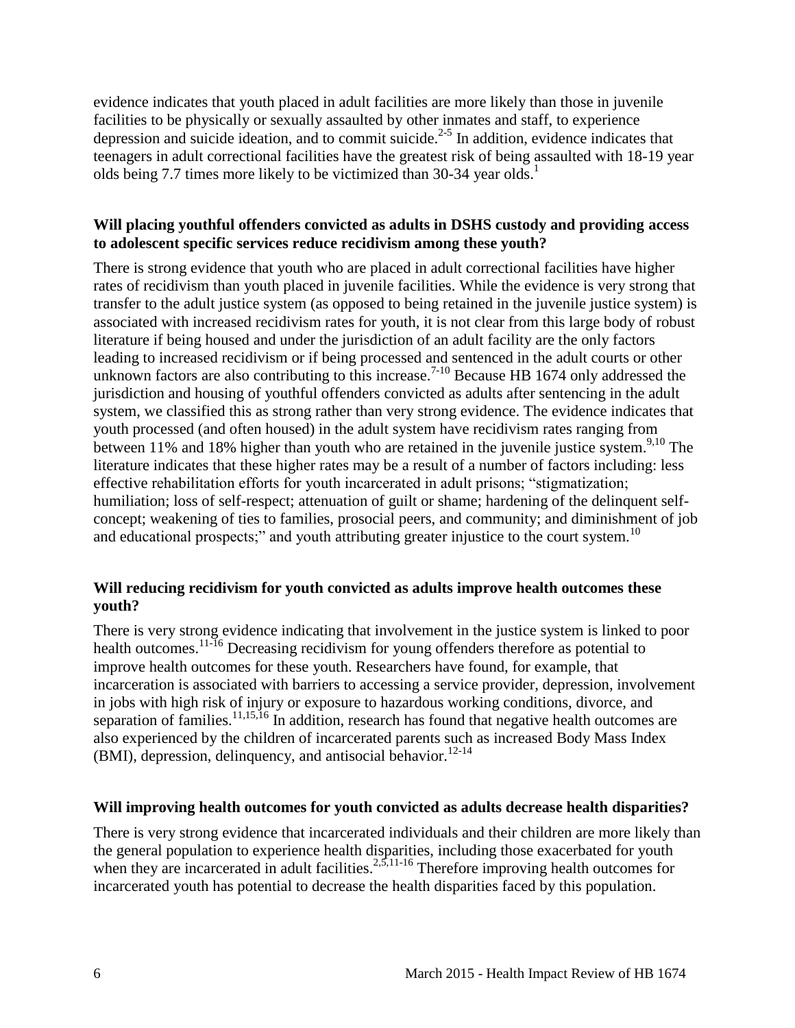evidence indicates that youth placed in adult facilities are more likely than those in juvenile facilities to be physically or sexually assaulted by other inmates and staff, to experience depression and suicide ideation, and to commit suicide.[2-5] In addition, evidence indicates that teenagers in adult correctional facilities have the greatest risk of being assaulted with 18-19 year olds being 7.7 times more likely to be victimized than 30-34 year olds.[1]

**Will placing youthful offenders convicted as adults in DSHS custody and providing access to adolescent specific services reduce recidivism among these youth?**

There is strong evidence that youth who are placed in adult correctional facilities have higher rates of recidivism than youth placed in juvenile facilities. While the evidence is very strong that transfer to the adult justice system (as opposed to being retained in the juvenile justice system) is associated with increased recidivism rates for youth, it is not clear from this large body of robust literature if being housed and under the jurisdiction of an adult facility are the only factors leading to increased recidivism or if being processed and sentenced in the adult courts or other unknown factors are also contributing to this increase.[7-10] Because HB 1674 only addressed the jurisdiction and housing of youthful offenders convicted as adults after sentencing in the adult system, we classified this as strong rather than very strong evidence. The evidence indicates that youth processed (and often housed) in the adult system have recidivism rates ranging from between 11% and 18% higher than youth who are retained in the juvenile justice system.[9,10] The literature indicates that these higher rates may be a result of a number of factors including: less effective rehabilitation efforts for youth incarcerated in adult prisons; "stigmatization; humiliation; loss of self-respect; attenuation of guilt or shame; hardening of the delinquent self-concept; weakening of ties to families, prosocial peers, and community; and diminishment of job and educational prospects;" and youth attributing greater injustice to the court system.[10]

**Will reducing recidivism for youth convicted as adults improve health outcomes these youth?**

There is very strong evidence indicating that involvement in the justice system is linked to poor health outcomes.[11-16] Decreasing recidivism for young offenders therefore as potential to improve health outcomes for these youth. Researchers have found, for example, that incarceration is associated with barriers to accessing a service provider, depression, involvement in jobs with high risk of injury or exposure to hazardous working conditions, divorce, and separation of families.[11,15,16] In addition, research has found that negative health outcomes are also experienced by the children of incarcerated parents such as increased Body Mass Index (BMI), depression, delinquency, and antisocial behavior.[12-14]

**Will improving health outcomes for youth convicted as adults decrease health disparities?**

There is very strong evidence that incarcerated individuals and their children are more likely than the general population to experience health disparities, including those exacerbated for youth when they are incarcerated in adult facilities.[2,5,11-16] Therefore improving health outcomes for incarcerated youth has potential to decrease the health disparities faced by this population.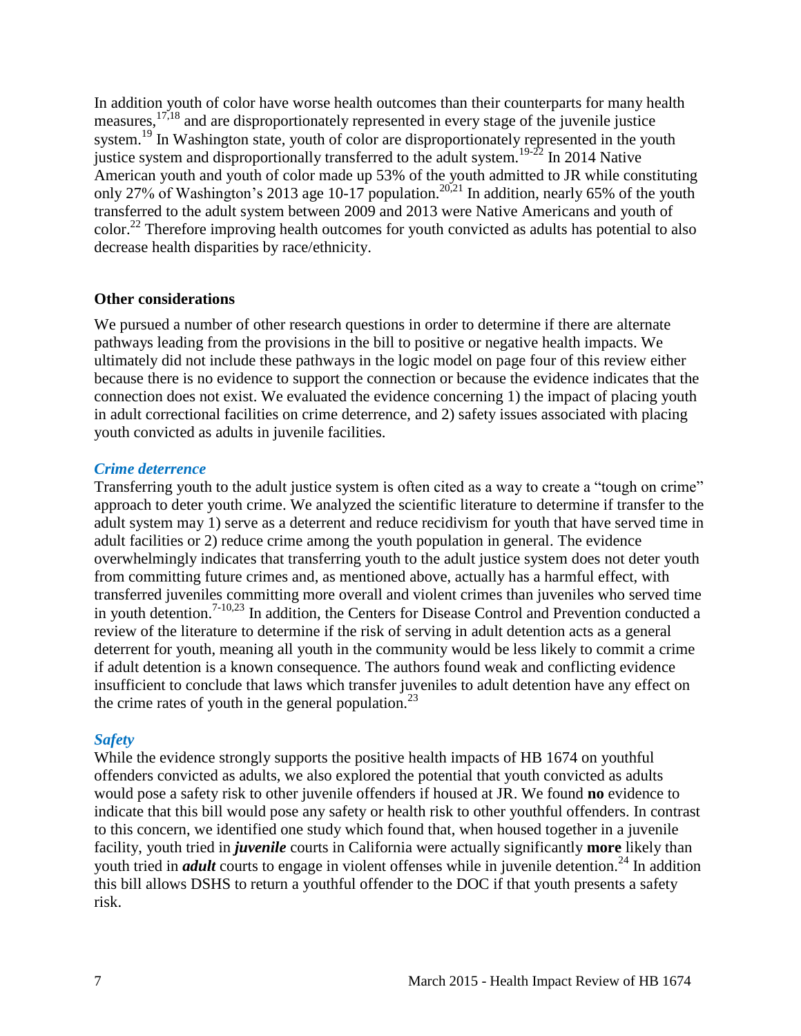In addition youth of color have worse health outcomes than their counterparts for many health measures,[17,18] and are disproportionately represented in every stage of the juvenile justice system.[19] In Washington state, youth of color are disproportionately represented in the youth justice system and disproportionally transferred to the adult system.[19-22] In 2014 Native American youth and youth of color made up 53% of the youth admitted to JR while constituting only 27% of Washington's 2013 age 10-17 population.[20,21] In addition, nearly 65% of the youth transferred to the adult system between 2009 and 2013 were Native Americans and youth of color.[22] Therefore improving health outcomes for youth convicted as adults has potential to also decrease health disparities by race/ethnicity.

### Other considerations

We pursued a number of other research questions in order to determine if there are alternate pathways leading from the provisions in the bill to positive or negative health impacts. We ultimately did not include these pathways in the logic model on page four of this review either because there is no evidence to support the connection or because the evidence indicates that the connection does not exist. We evaluated the evidence concerning 1) the impact of placing youth in adult correctional facilities on crime deterrence, and 2) safety issues associated with placing youth convicted as adults in juvenile facilities.

#### *Crime deterrence*

Transferring youth to the adult justice system is often cited as a way to create a "tough on crime" approach to deter youth crime. We analyzed the scientific literature to determine if transfer to the adult system may 1) serve as a deterrent and reduce recidivism for youth that have served time in adult facilities or 2) reduce crime among the youth population in general. The evidence overwhelmingly indicates that transferring youth to the adult justice system does not deter youth from committing future crimes and, as mentioned above, actually has a harmful effect, with transferred juveniles committing more overall and violent crimes than juveniles who served time in youth detention.[7-10,23] In addition, the Centers for Disease Control and Prevention conducted a review of the literature to determine if the risk of serving in adult detention acts as a general deterrent for youth, meaning all youth in the community would be less likely to commit a crime if adult detention is a known consequence. The authors found weak and conflicting evidence insufficient to conclude that laws which transfer juveniles to adult detention have any effect on the crime rates of youth in the general population.[23]

#### *Safety*

While the evidence strongly supports the positive health impacts of HB 1674 on youthful offenders convicted as adults, we also explored the potential that youth convicted as adults would pose a safety risk to other juvenile offenders if housed at JR. We found **no** evidence to indicate that this bill would pose any safety or health risk to other youthful offenders. In contrast to this concern, we identified one study which found that, when housed together in a juvenile facility, youth tried in ***juvenile*** courts in California were actually significantly **more** likely than youth tried in ***adult*** courts to engage in violent offenses while in juvenile detention.[24] In addition this bill allows DSHS to return a youthful offender to the DOC if that youth presents a safety risk.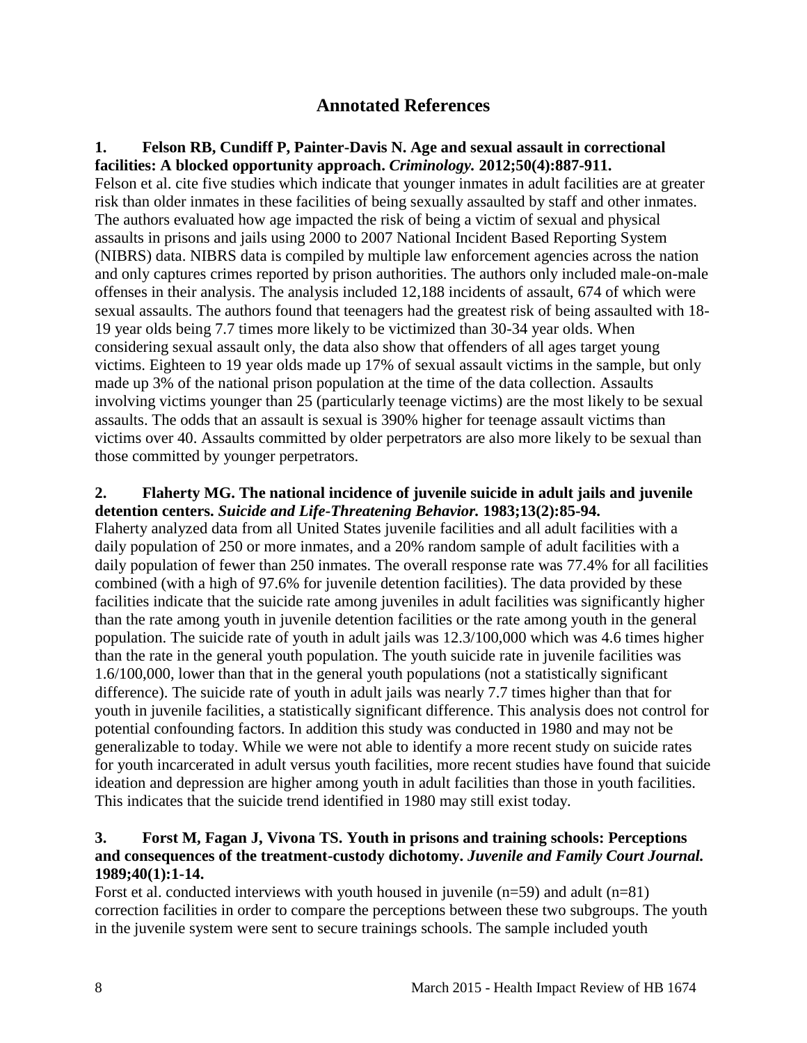## Annotated References

**1. Felson RB, Cundiff P, Painter-Davis N. Age and sexual assault in correctional facilities: A blocked opportunity approach. *Criminology.* 2012;50(4):887-911.**
Felson et al. cite five studies which indicate that younger inmates in adult facilities are at greater risk than older inmates in these facilities of being sexually assaulted by staff and other inmates. The authors evaluated how age impacted the risk of being a victim of sexual and physical assaults in prisons and jails using 2000 to 2007 National Incident Based Reporting System (NIBRS) data. NIBRS data is compiled by multiple law enforcement agencies across the nation and only captures crimes reported by prison authorities. The authors only included male-on-male offenses in their analysis. The analysis included 12,188 incidents of assault, 674 of which were sexual assaults. The authors found that teenagers had the greatest risk of being assaulted with 18-19 year olds being 7.7 times more likely to be victimized than 30-34 year olds. When considering sexual assault only, the data also show that offenders of all ages target young victims. Eighteen to 19 year olds made up 17% of sexual assault victims in the sample, but only made up 3% of the national prison population at the time of the data collection. Assaults involving victims younger than 25 (particularly teenage victims) are the most likely to be sexual assaults. The odds that an assault is sexual is 390% higher for teenage assault victims than victims over 40. Assaults committed by older perpetrators are also more likely to be sexual than those committed by younger perpetrators.

**2. Flaherty MG. The national incidence of juvenile suicide in adult jails and juvenile detention centers. *Suicide and Life-Threatening Behavior.* 1983;13(2):85-94.**
Flaherty analyzed data from all United States juvenile facilities and all adult facilities with a daily population of 250 or more inmates, and a 20% random sample of adult facilities with a daily population of fewer than 250 inmates. The overall response rate was 77.4% for all facilities combined (with a high of 97.6% for juvenile detention facilities). The data provided by these facilities indicate that the suicide rate among juveniles in adult facilities was significantly higher than the rate among youth in juvenile detention facilities or the rate among youth in the general population. The suicide rate of youth in adult jails was 12.3/100,000 which was 4.6 times higher than the rate in the general youth population. The youth suicide rate in juvenile facilities was 1.6/100,000, lower than that in the general youth populations (not a statistically significant difference). The suicide rate of youth in adult jails was nearly 7.7 times higher than that for youth in juvenile facilities, a statistically significant difference. This analysis does not control for potential confounding factors. In addition this study was conducted in 1980 and may not be generalizable to today. While we were not able to identify a more recent study on suicide rates for youth incarcerated in adult versus youth facilities, more recent studies have found that suicide ideation and depression are higher among youth in adult facilities than those in youth facilities. This indicates that the suicide trend identified in 1980 may still exist today.

**3. Forst M, Fagan J, Vivona TS. Youth in prisons and training schools: Perceptions and consequences of the treatment-custody dichotomy. *Juvenile and Family Court Journal.* 1989;40(1):1-14.**
Forst et al. conducted interviews with youth housed in juvenile (n=59) and adult (n=81) correction facilities in order to compare the perceptions between these two subgroups. The youth in the juvenile system were sent to secure trainings schools. The sample included youth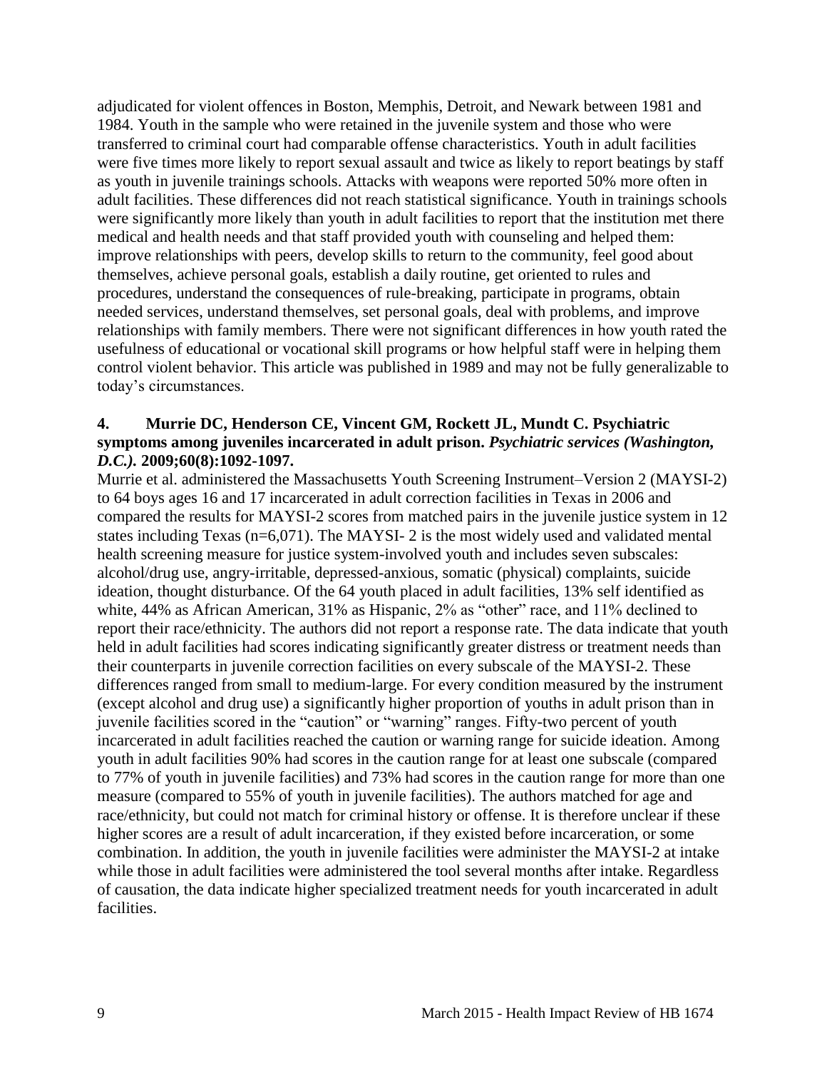adjudicated for violent offences in Boston, Memphis, Detroit, and Newark between 1981 and 1984. Youth in the sample who were retained in the juvenile system and those who were transferred to criminal court had comparable offense characteristics. Youth in adult facilities were five times more likely to report sexual assault and twice as likely to report beatings by staff as youth in juvenile trainings schools. Attacks with weapons were reported 50% more often in adult facilities. These differences did not reach statistical significance. Youth in trainings schools were significantly more likely than youth in adult facilities to report that the institution met there medical and health needs and that staff provided youth with counseling and helped them: improve relationships with peers, develop skills to return to the community, feel good about themselves, achieve personal goals, establish a daily routine, get oriented to rules and procedures, understand the consequences of rule-breaking, participate in programs, obtain needed services, understand themselves, set personal goals, deal with problems, and improve relationships with family members. There were not significant differences in how youth rated the usefulness of educational or vocational skill programs or how helpful staff were in helping them control violent behavior. This article was published in 1989 and may not be fully generalizable to today's circumstances.

**4. Murrie DC, Henderson CE, Vincent GM, Rockett JL, Mundt C. Psychiatric symptoms among juveniles incarcerated in adult prison. *Psychiatric services (Washington, D.C.).* 2009;60(8):1092-1097.**

Murrie et al. administered the Massachusetts Youth Screening Instrument–Version 2 (MAYSI-2) to 64 boys ages 16 and 17 incarcerated in adult correction facilities in Texas in 2006 and compared the results for MAYSI-2 scores from matched pairs in the juvenile justice system in 12 states including Texas (n=6,071). The MAYSI- 2 is the most widely used and validated mental health screening measure for justice system-involved youth and includes seven subscales: alcohol/drug use, angry-irritable, depressed-anxious, somatic (physical) complaints, suicide ideation, thought disturbance. Of the 64 youth placed in adult facilities, 13% self identified as white, 44% as African American, 31% as Hispanic, 2% as "other" race, and 11% declined to report their race/ethnicity. The authors did not report a response rate. The data indicate that youth held in adult facilities had scores indicating significantly greater distress or treatment needs than their counterparts in juvenile correction facilities on every subscale of the MAYSI-2. These differences ranged from small to medium-large. For every condition measured by the instrument (except alcohol and drug use) a significantly higher proportion of youths in adult prison than in juvenile facilities scored in the "caution" or "warning" ranges. Fifty-two percent of youth incarcerated in adult facilities reached the caution or warning range for suicide ideation. Among youth in adult facilities 90% had scores in the caution range for at least one subscale (compared to 77% of youth in juvenile facilities) and 73% had scores in the caution range for more than one measure (compared to 55% of youth in juvenile facilities). The authors matched for age and race/ethnicity, but could not match for criminal history or offense. It is therefore unclear if these higher scores are a result of adult incarceration, if they existed before incarceration, or some combination. In addition, the youth in juvenile facilities were administer the MAYSI-2 at intake while those in adult facilities were administered the tool several months after intake. Regardless of causation, the data indicate higher specialized treatment needs for youth incarcerated in adult facilities.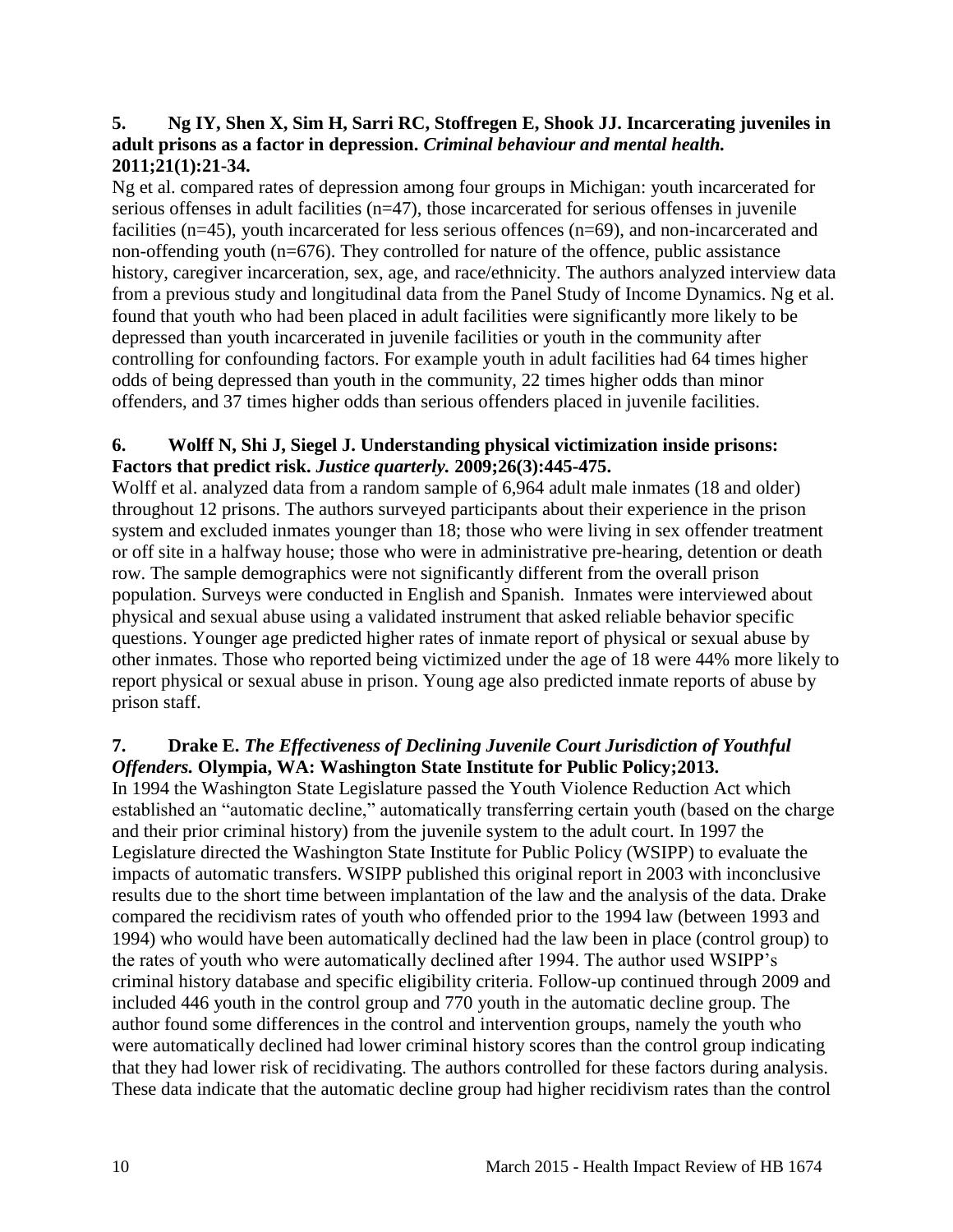**5. Ng IY, Shen X, Sim H, Sarri RC, Stoffregen E, Shook JJ. Incarcerating juveniles in adult prisons as a factor in depression. *Criminal behaviour and mental health.* 2011;21(1):21-34.**

Ng et al. compared rates of depression among four groups in Michigan: youth incarcerated for serious offenses in adult facilities (n=47), those incarcerated for serious offenses in juvenile facilities (n=45), youth incarcerated for less serious offences (n=69), and non-incarcerated and non-offending youth (n=676). They controlled for nature of the offence, public assistance history, caregiver incarceration, sex, age, and race/ethnicity. The authors analyzed interview data from a previous study and longitudinal data from the Panel Study of Income Dynamics. Ng et al. found that youth who had been placed in adult facilities were significantly more likely to be depressed than youth incarcerated in juvenile facilities or youth in the community after controlling for confounding factors. For example youth in adult facilities had 64 times higher odds of being depressed than youth in the community, 22 times higher odds than minor offenders, and 37 times higher odds than serious offenders placed in juvenile facilities.

**6. Wolff N, Shi J, Siegel J. Understanding physical victimization inside prisons: Factors that predict risk. *Justice quarterly.* 2009;26(3):445-475.**

Wolff et al. analyzed data from a random sample of 6,964 adult male inmates (18 and older) throughout 12 prisons. The authors surveyed participants about their experience in the prison system and excluded inmates younger than 18; those who were living in sex offender treatment or off site in a halfway house; those who were in administrative pre-hearing, detention or death row. The sample demographics were not significantly different from the overall prison population. Surveys were conducted in English and Spanish. Inmates were interviewed about physical and sexual abuse using a validated instrument that asked reliable behavior specific questions. Younger age predicted higher rates of inmate report of physical or sexual abuse by other inmates. Those who reported being victimized under the age of 18 were 44% more likely to report physical or sexual abuse in prison. Young age also predicted inmate reports of abuse by prison staff.

**7. Drake E. *The Effectiveness of Declining Juvenile Court Jurisdiction of Youthful Offenders.* Olympia, WA: Washington State Institute for Public Policy;2013.**

In 1994 the Washington State Legislature passed the Youth Violence Reduction Act which established an "automatic decline," automatically transferring certain youth (based on the charge and their prior criminal history) from the juvenile system to the adult court. In 1997 the Legislature directed the Washington State Institute for Public Policy (WSIPP) to evaluate the impacts of automatic transfers. WSIPP published this original report in 2003 with inconclusive results due to the short time between implantation of the law and the analysis of the data. Drake compared the recidivism rates of youth who offended prior to the 1994 law (between 1993 and 1994) who would have been automatically declined had the law been in place (control group) to the rates of youth who were automatically declined after 1994. The author used WSIPP's criminal history database and specific eligibility criteria. Follow-up continued through 2009 and included 446 youth in the control group and 770 youth in the automatic decline group. The author found some differences in the control and intervention groups, namely the youth who were automatically declined had lower criminal history scores than the control group indicating that they had lower risk of recidivating. The authors controlled for these factors during analysis. These data indicate that the automatic decline group had higher recidivism rates than the control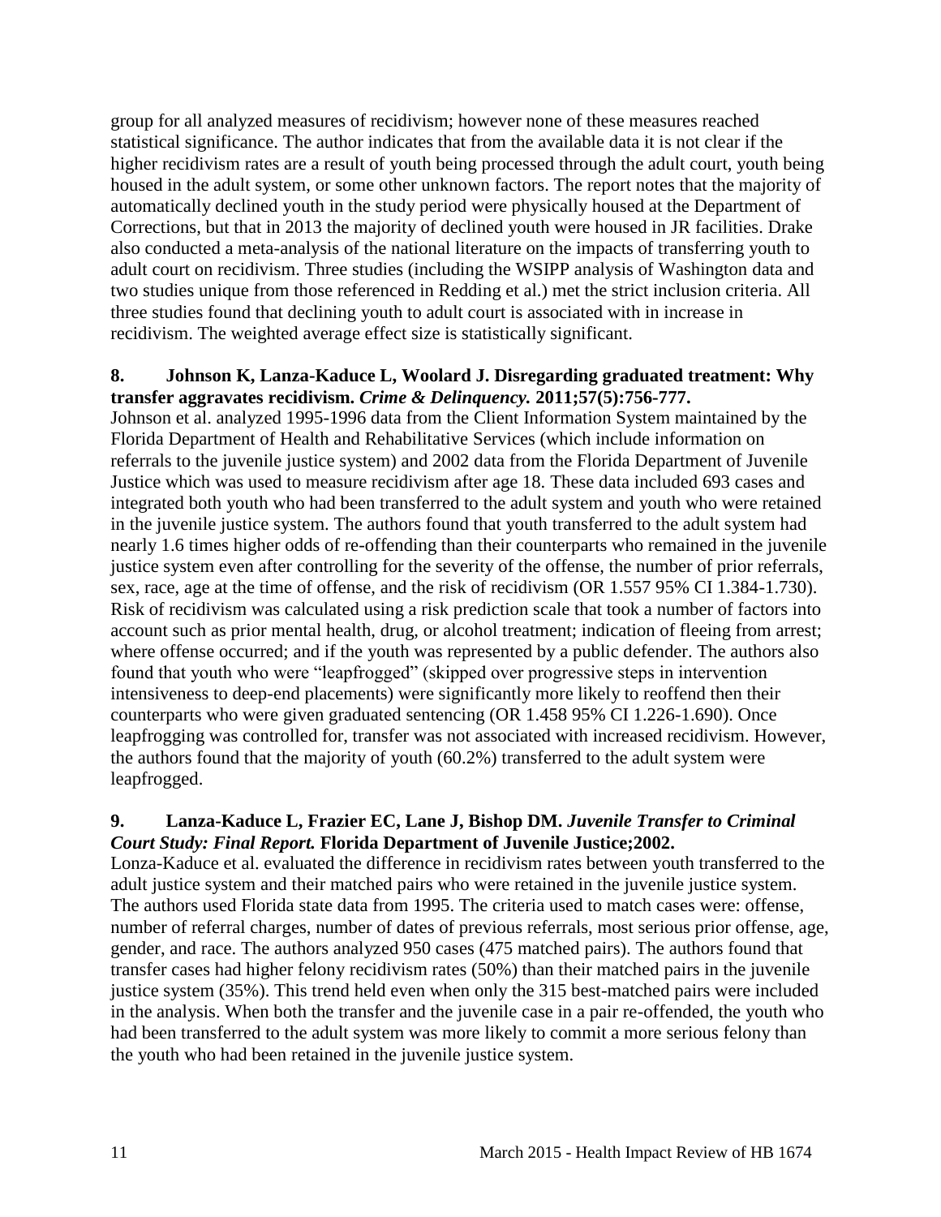group for all analyzed measures of recidivism; however none of these measures reached statistical significance. The author indicates that from the available data it is not clear if the higher recidivism rates are a result of youth being processed through the adult court, youth being housed in the adult system, or some other unknown factors. The report notes that the majority of automatically declined youth in the study period were physically housed at the Department of Corrections, but that in 2013 the majority of declined youth were housed in JR facilities. Drake also conducted a meta-analysis of the national literature on the impacts of transferring youth to adult court on recidivism. Three studies (including the WSIPP analysis of Washington data and two studies unique from those referenced in Redding et al.) met the strict inclusion criteria. All three studies found that declining youth to adult court is associated with in increase in recidivism. The weighted average effect size is statistically significant.

**8. Johnson K, Lanza-Kaduce L, Woolard J. Disregarding graduated treatment: Why transfer aggravates recidivism. *Crime & Delinquency.* 2011;57(5):756-777.**

Johnson et al. analyzed 1995-1996 data from the Client Information System maintained by the Florida Department of Health and Rehabilitative Services (which include information on referrals to the juvenile justice system) and 2002 data from the Florida Department of Juvenile Justice which was used to measure recidivism after age 18. These data included 693 cases and integrated both youth who had been transferred to the adult system and youth who were retained in the juvenile justice system. The authors found that youth transferred to the adult system had nearly 1.6 times higher odds of re-offending than their counterparts who remained in the juvenile justice system even after controlling for the severity of the offense, the number of prior referrals, sex, race, age at the time of offense, and the risk of recidivism (OR 1.557 95% CI 1.384-1.730). Risk of recidivism was calculated using a risk prediction scale that took a number of factors into account such as prior mental health, drug, or alcohol treatment; indication of fleeing from arrest; where offense occurred; and if the youth was represented by a public defender. The authors also found that youth who were "leapfrogged" (skipped over progressive steps in intervention intensiveness to deep-end placements) were significantly more likely to reoffend then their counterparts who were given graduated sentencing (OR 1.458 95% CI 1.226-1.690). Once leapfrogging was controlled for, transfer was not associated with increased recidivism. However, the authors found that the majority of youth (60.2%) transferred to the adult system were leapfrogged.

**9. Lanza-Kaduce L, Frazier EC, Lane J, Bishop DM. *Juvenile Transfer to Criminal Court Study: Final Report.* Florida Department of Juvenile Justice;2002.**

Lonza-Kaduce et al. evaluated the difference in recidivism rates between youth transferred to the adult justice system and their matched pairs who were retained in the juvenile justice system. The authors used Florida state data from 1995. The criteria used to match cases were: offense, number of referral charges, number of dates of previous referrals, most serious prior offense, age, gender, and race. The authors analyzed 950 cases (475 matched pairs). The authors found that transfer cases had higher felony recidivism rates (50%) than their matched pairs in the juvenile justice system (35%). This trend held even when only the 315 best-matched pairs were included in the analysis. When both the transfer and the juvenile case in a pair re-offended, the youth who had been transferred to the adult system was more likely to commit a more serious felony than the youth who had been retained in the juvenile justice system.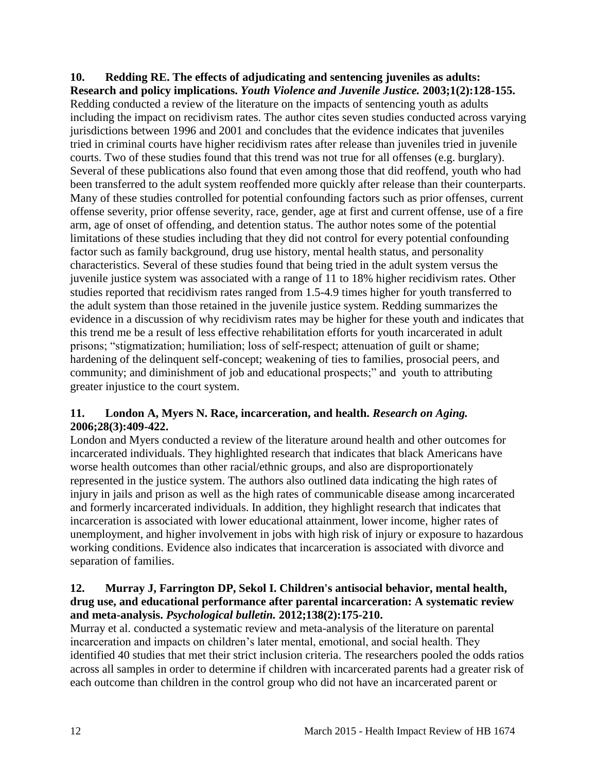**10. Redding RE. The effects of adjudicating and sentencing juveniles as adults: Research and policy implications. *Youth Violence and Juvenile Justice.* 2003;1(2):128-155.**

Redding conducted a review of the literature on the impacts of sentencing youth as adults including the impact on recidivism rates. The author cites seven studies conducted across varying jurisdictions between 1996 and 2001 and concludes that the evidence indicates that juveniles tried in criminal courts have higher recidivism rates after release than juveniles tried in juvenile courts. Two of these studies found that this trend was not true for all offenses (e.g. burglary). Several of these publications also found that even among those that did reoffend, youth who had been transferred to the adult system reoffended more quickly after release than their counterparts. Many of these studies controlled for potential confounding factors such as prior offenses, current offense severity, prior offense severity, race, gender, age at first and current offense, use of a fire arm, age of onset of offending, and detention status. The author notes some of the potential limitations of these studies including that they did not control for every potential confounding factor such as family background, drug use history, mental health status, and personality characteristics. Several of these studies found that being tried in the adult system versus the juvenile justice system was associated with a range of 11 to 18% higher recidivism rates. Other studies reported that recidivism rates ranged from 1.5-4.9 times higher for youth transferred to the adult system than those retained in the juvenile justice system. Redding summarizes the evidence in a discussion of why recidivism rates may be higher for these youth and indicates that this trend me be a result of less effective rehabilitation efforts for youth incarcerated in adult prisons; "stigmatization; humiliation; loss of self-respect; attenuation of guilt or shame; hardening of the delinquent self-concept; weakening of ties to families, prosocial peers, and community; and diminishment of job and educational prospects;" and youth to attributing greater injustice to the court system.

**11. London A, Myers N. Race, incarceration, and health. *Research on Aging.* 2006;28(3):409-422.**

London and Myers conducted a review of the literature around health and other outcomes for incarcerated individuals. They highlighted research that indicates that black Americans have worse health outcomes than other racial/ethnic groups, and also are disproportionately represented in the justice system. The authors also outlined data indicating the high rates of injury in jails and prison as well as the high rates of communicable disease among incarcerated and formerly incarcerated individuals. In addition, they highlight research that indicates that incarceration is associated with lower educational attainment, lower income, higher rates of unemployment, and higher involvement in jobs with high risk of injury or exposure to hazardous working conditions. Evidence also indicates that incarceration is associated with divorce and separation of families.

**12. Murray J, Farrington DP, Sekol I. Children's antisocial behavior, mental health, drug use, and educational performance after parental incarceration: A systematic review and meta-analysis. *Psychological bulletin.* 2012;138(2):175-210.**

Murray et al. conducted a systematic review and meta-analysis of the literature on parental incarceration and impacts on children's later mental, emotional, and social health. They identified 40 studies that met their strict inclusion criteria. The researchers pooled the odds ratios across all samples in order to determine if children with incarcerated parents had a greater risk of each outcome than children in the control group who did not have an incarcerated parent or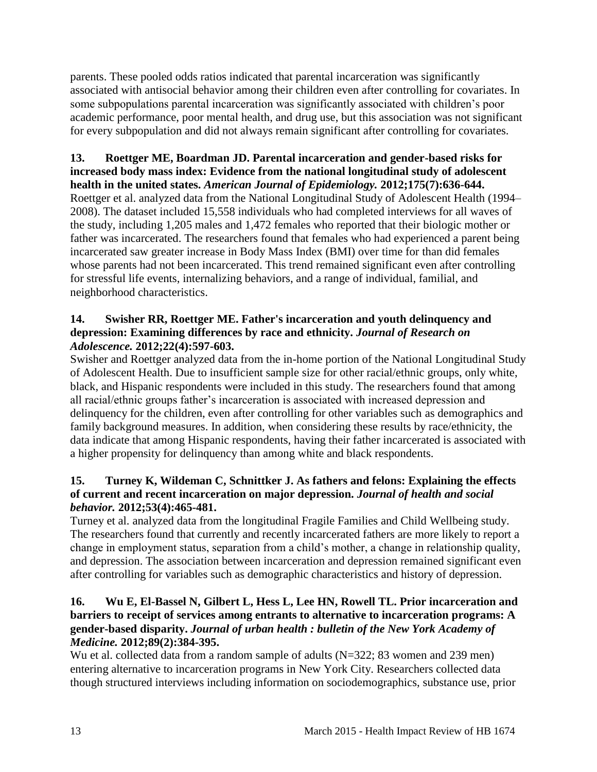parents. These pooled odds ratios indicated that parental incarceration was significantly associated with antisocial behavior among their children even after controlling for covariates. In some subpopulations parental incarceration was significantly associated with children's poor academic performance, poor mental health, and drug use, but this association was not significant for every subpopulation and did not always remain significant after controlling for covariates.

**13. Roettger ME, Boardman JD. Parental incarceration and gender-based risks for increased body mass index: Evidence from the national longitudinal study of adolescent health in the united states.** ***American Journal of Epidemiology.*** **2012;175(7):636-644.**
Roettger et al. analyzed data from the National Longitudinal Study of Adolescent Health (1994–2008). The dataset included 15,558 individuals who had completed interviews for all waves of the study, including 1,205 males and 1,472 females who reported that their biologic mother or father was incarcerated. The researchers found that females who had experienced a parent being incarcerated saw greater increase in Body Mass Index (BMI) over time for than did females whose parents had not been incarcerated. This trend remained significant even after controlling for stressful life events, internalizing behaviors, and a range of individual, familial, and neighborhood characteristics.

**14. Swisher RR, Roettger ME. Father's incarceration and youth delinquency and depression: Examining differences by race and ethnicity.** ***Journal of Research on Adolescence.*** **2012;22(4):597-603.**
Swisher and Roettger analyzed data from the in-home portion of the National Longitudinal Study of Adolescent Health. Due to insufficient sample size for other racial/ethnic groups, only white, black, and Hispanic respondents were included in this study. The researchers found that among all racial/ethnic groups father's incarceration is associated with increased depression and delinquency for the children, even after controlling for other variables such as demographics and family background measures. In addition, when considering these results by race/ethnicity, the data indicate that among Hispanic respondents, having their father incarcerated is associated with a higher propensity for delinquency than among white and black respondents.

**15. Turney K, Wildeman C, Schnittker J. As fathers and felons: Explaining the effects of current and recent incarceration on major depression.** ***Journal of health and social behavior.*** **2012;53(4):465-481.**
Turney et al. analyzed data from the longitudinal Fragile Families and Child Wellbeing study. The researchers found that currently and recently incarcerated fathers are more likely to report a change in employment status, separation from a child's mother, a change in relationship quality, and depression. The association between incarceration and depression remained significant even after controlling for variables such as demographic characteristics and history of depression.

**16. Wu E, El-Bassel N, Gilbert L, Hess L, Lee HN, Rowell TL. Prior incarceration and barriers to receipt of services among entrants to alternative to incarceration programs: A gender-based disparity.** ***Journal of urban health : bulletin of the New York Academy of Medicine.*** **2012;89(2):384-395.**
Wu et al. collected data from a random sample of adults (N=322; 83 women and 239 men) entering alternative to incarceration programs in New York City. Researchers collected data though structured interviews including information on sociodemographics, substance use, prior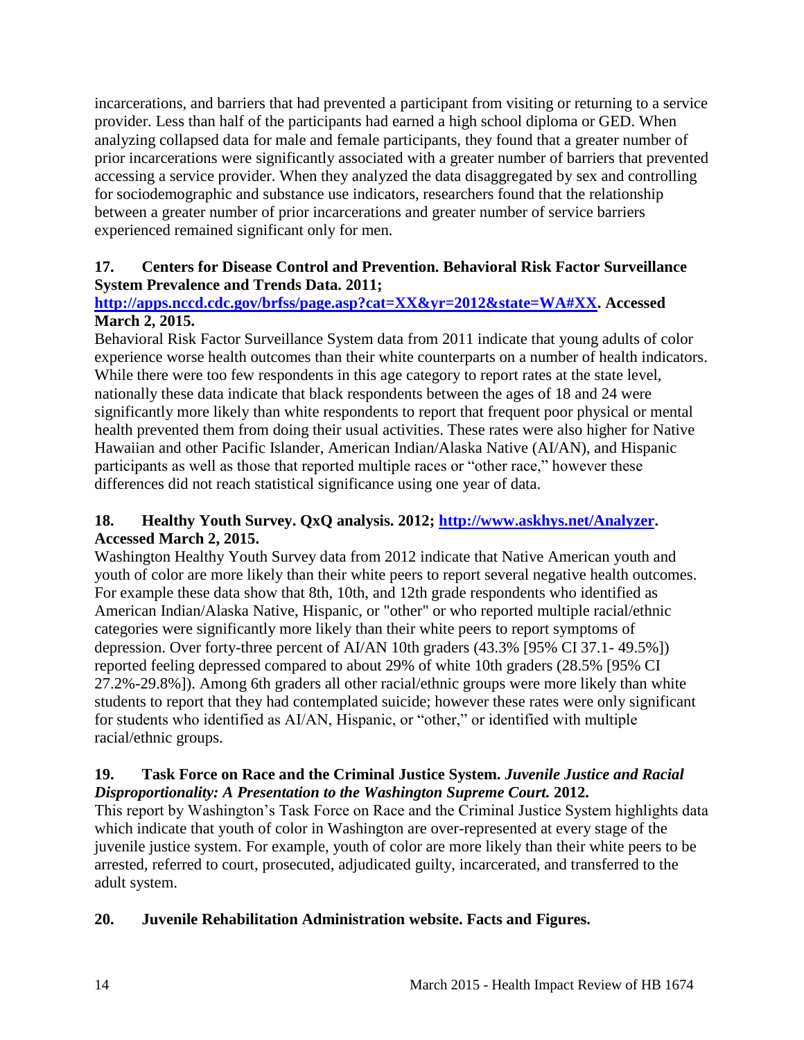incarcerations, and barriers that had prevented a participant from visiting or returning to a service provider. Less than half of the participants had earned a high school diploma or GED. When analyzing collapsed data for male and female participants, they found that a greater number of prior incarcerations were significantly associated with a greater number of barriers that prevented accessing a service provider. When they analyzed the data disaggregated by sex and controlling for sociodemographic and substance use indicators, researchers found that the relationship between a greater number of prior incarcerations and greater number of service barriers experienced remained significant only for men.

**17. Centers for Disease Control and Prevention. Behavioral Risk Factor Surveillance System Prevalence and Trends Data. 2011; [http://apps.nccd.cdc.gov/brfss/page.asp?cat=XX&yr=2012&state=WA#XX](http://apps.nccd.cdc.gov/brfss/page.asp?cat=XX&yr=2012&state=WA#XX). Accessed March 2, 2015.**

Behavioral Risk Factor Surveillance System data from 2011 indicate that young adults of color experience worse health outcomes than their white counterparts on a number of health indicators. While there were too few respondents in this age category to report rates at the state level, nationally these data indicate that black respondents between the ages of 18 and 24 were significantly more likely than white respondents to report that frequent poor physical or mental health prevented them from doing their usual activities. These rates were also higher for Native Hawaiian and other Pacific Islander, American Indian/Alaska Native (AI/AN), and Hispanic participants as well as those that reported multiple races or "other race," however these differences did not reach statistical significance using one year of data.

**18. Healthy Youth Survey. QxQ analysis. 2012; [http://www.askhys.net/Analyzer](http://www.askhys.net/Analyzer). Accessed March 2, 2015.**

Washington Healthy Youth Survey data from 2012 indicate that Native American youth and youth of color are more likely than their white peers to report several negative health outcomes. For example these data show that 8th, 10th, and 12th grade respondents who identified as American Indian/Alaska Native, Hispanic, or "other" or who reported multiple racial/ethnic categories were significantly more likely than their white peers to report symptoms of depression. Over forty-three percent of AI/AN 10th graders (43.3% [95% CI 37.1- 49.5%]) reported feeling depressed compared to about 29% of white 10th graders (28.5% [95% CI 27.2%-29.8%]). Among 6th graders all other racial/ethnic groups were more likely than white students to report that they had contemplated suicide; however these rates were only significant for students who identified as AI/AN, Hispanic, or "other," or identified with multiple racial/ethnic groups.

**19. Task Force on Race and the Criminal Justice System. *Juvenile Justice and Racial Disproportionality: A Presentation to the Washington Supreme Court.* 2012.**

This report by Washington's Task Force on Race and the Criminal Justice System highlights data which indicate that youth of color in Washington are over-represented at every stage of the juvenile justice system. For example, youth of color are more likely than their white peers to be arrested, referred to court, prosecuted, adjudicated guilty, incarcerated, and transferred to the adult system.

**20. Juvenile Rehabilitation Administration website. Facts and Figures.**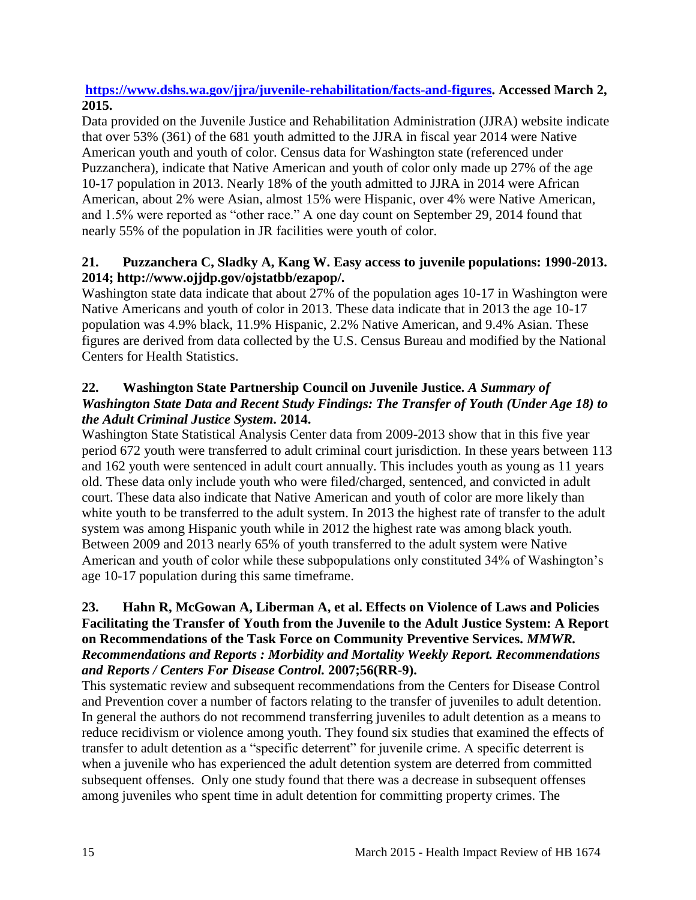**https://www.dshs.wa.gov/jjra/juvenile-rehabilitation/facts-and-figures. Accessed March 2, 2015.**

Data provided on the Juvenile Justice and Rehabilitation Administration (JJRA) website indicate that over 53% (361) of the 681 youth admitted to the JJRA in fiscal year 2014 were Native American youth and youth of color. Census data for Washington state (referenced under Puzzanchera), indicate that Native American and youth of color only made up 27% of the age 10-17 population in 2013. Nearly 18% of the youth admitted to JJRA in 2014 were African American, about 2% were Asian, almost 15% were Hispanic, over 4% were Native American, and 1.5% were reported as "other race." A one day count on September 29, 2014 found that nearly 55% of the population in JR facilities were youth of color.

**21. Puzzanchera C, Sladky A, Kang W. Easy access to juvenile populations: 1990-2013. 2014; http://www.ojjdp.gov/ojstatbb/ezapop/.**

Washington state data indicate that about 27% of the population ages 10-17 in Washington were Native Americans and youth of color in 2013. These data indicate that in 2013 the age 10-17 population was 4.9% black, 11.9% Hispanic, 2.2% Native American, and 9.4% Asian. These figures are derived from data collected by the U.S. Census Bureau and modified by the National Centers for Health Statistics.

**22. Washington State Partnership Council on Juvenile Justice. *A Summary of Washington State Data and Recent Study Findings: The Transfer of Youth (Under Age 18) to the Adult Criminal Justice System*. 2014.**

Washington State Statistical Analysis Center data from 2009-2013 show that in this five year period 672 youth were transferred to adult criminal court jurisdiction. In these years between 113 and 162 youth were sentenced in adult court annually. This includes youth as young as 11 years old. These data only include youth who were filed/charged, sentenced, and convicted in adult court. These data also indicate that Native American and youth of color are more likely than white youth to be transferred to the adult system. In 2013 the highest rate of transfer to the adult system was among Hispanic youth while in 2012 the highest rate was among black youth. Between 2009 and 2013 nearly 65% of youth transferred to the adult system were Native American and youth of color while these subpopulations only constituted 34% of Washington's age 10-17 population during this same timeframe.

**23. Hahn R, McGowan A, Liberman A, et al. Effects on Violence of Laws and Policies Facilitating the Transfer of Youth from the Juvenile to the Adult Justice System: A Report on Recommendations of the Task Force on Community Preventive Services. *MMWR. Recommendations and Reports : Morbidity and Mortality Weekly Report. Recommendations and Reports / Centers For Disease Control.* 2007;56(RR-9).**

This systematic review and subsequent recommendations from the Centers for Disease Control and Prevention cover a number of factors relating to the transfer of juveniles to adult detention. In general the authors do not recommend transferring juveniles to adult detention as a means to reduce recidivism or violence among youth. They found six studies that examined the effects of transfer to adult detention as a "specific deterrent" for juvenile crime. A specific deterrent is when a juvenile who has experienced the adult detention system are deterred from committed subsequent offenses. Only one study found that there was a decrease in subsequent offenses among juveniles who spent time in adult detention for committing property crimes. The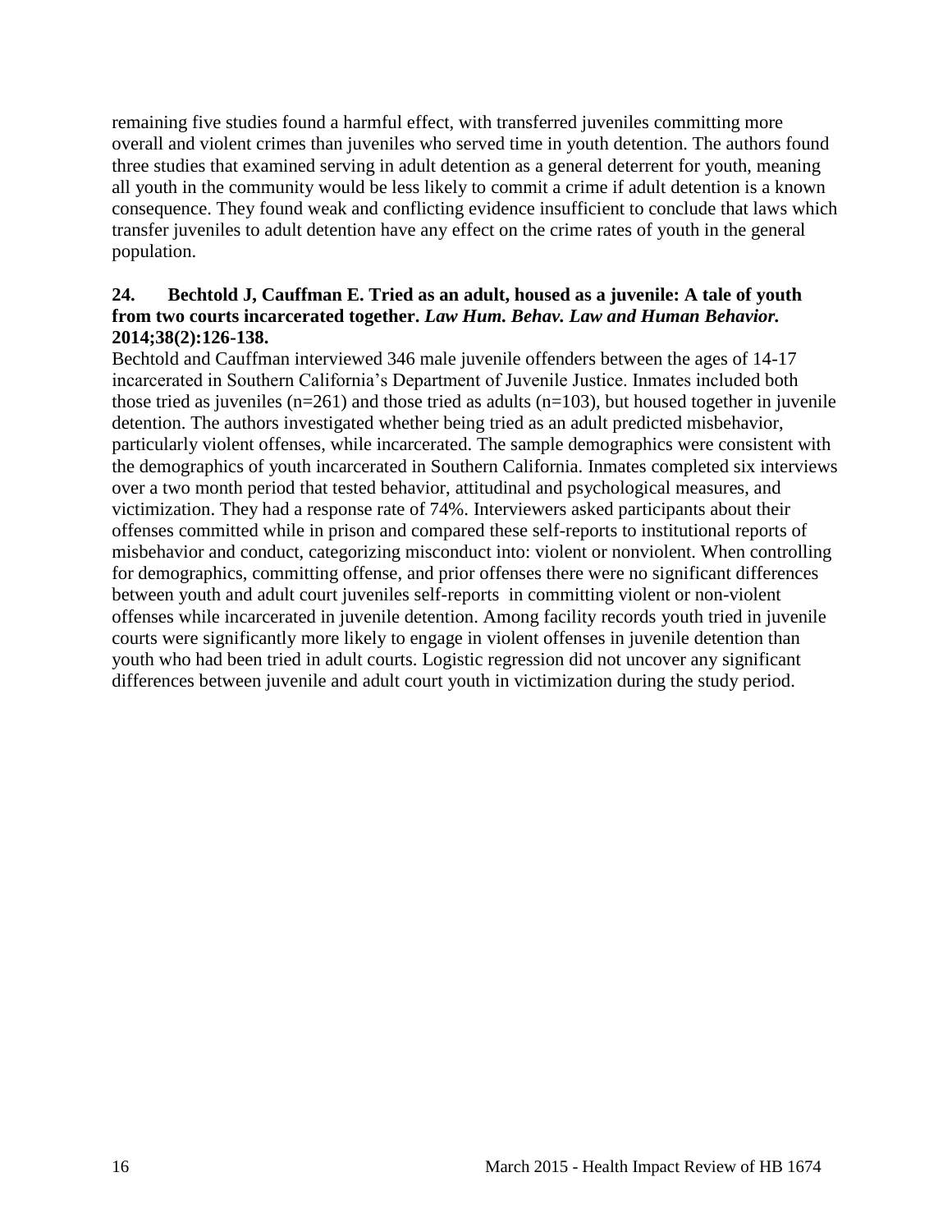remaining five studies found a harmful effect, with transferred juveniles committing more overall and violent crimes than juveniles who served time in youth detention. The authors found three studies that examined serving in adult detention as a general deterrent for youth, meaning all youth in the community would be less likely to commit a crime if adult detention is a known consequence. They found weak and conflicting evidence insufficient to conclude that laws which transfer juveniles to adult detention have any effect on the crime rates of youth in the general population.

**24. Bechtold J, Cauffman E. Tried as an adult, housed as a juvenile: A tale of youth from two courts incarcerated together.** ***Law Hum. Behav. Law and Human Behavior.*** **2014;38(2):126-138.**

Bechtold and Cauffman interviewed 346 male juvenile offenders between the ages of 14-17 incarcerated in Southern California's Department of Juvenile Justice. Inmates included both those tried as juveniles (n=261) and those tried as adults (n=103), but housed together in juvenile detention. The authors investigated whether being tried as an adult predicted misbehavior, particularly violent offenses, while incarcerated. The sample demographics were consistent with the demographics of youth incarcerated in Southern California. Inmates completed six interviews over a two month period that tested behavior, attitudinal and psychological measures, and victimization. They had a response rate of 74%. Interviewers asked participants about their offenses committed while in prison and compared these self-reports to institutional reports of misbehavior and conduct, categorizing misconduct into: violent or nonviolent. When controlling for demographics, committing offense, and prior offenses there were no significant differences between youth and adult court juveniles self-reports in committing violent or non-violent offenses while incarcerated in juvenile detention. Among facility records youth tried in juvenile courts were significantly more likely to engage in violent offenses in juvenile detention than youth who had been tried in adult courts. Logistic regression did not uncover any significant differences between juvenile and adult court youth in victimization during the study period.